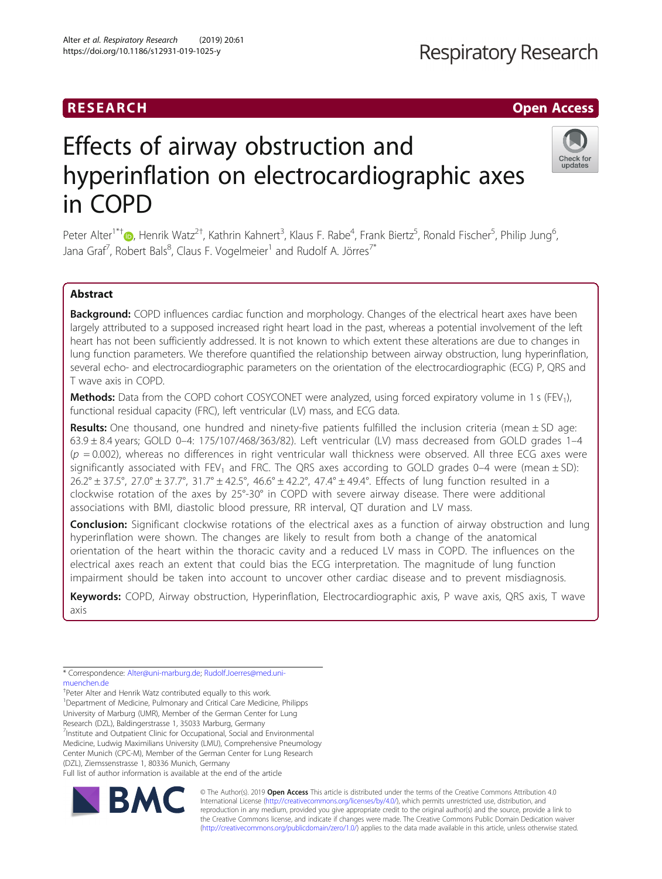RESEARCH

Open Access

# Effects of airway obstruction and hyperinflation on electrocardiographic axes in COPD

Peter Alter[1*†], Henrik Watz[2†], Kathrin Kahnert[3], Klaus F. Rabe[4], Frank Biertz[5], Ronald Fischer[5], Philip Jung[6], Jana Graf[7], Robert Bals[8], Claus F. Vogelmeier[1] and Rudolf A. Jörres[7*]

## Abstract

**Background:** COPD influences cardiac function and morphology. Changes of the electrical heart axes have been largely attributed to a supposed increased right heart load in the past, whereas a potential involvement of the left heart has not been sufficiently addressed. It is not known to which extent these alterations are due to changes in lung function parameters. We therefore quantified the relationship between airway obstruction, lung hyperinflation, several echo- and electrocardiographic parameters on the orientation of the electrocardiographic (ECG) P, QRS and T wave axis in COPD.

**Methods:** Data from the COPD cohort COSYCONET were analyzed, using forced expiratory volume in 1 s ($FEV_1$), functional residual capacity (FRC), left ventricular (LV) mass, and ECG data.

**Results:** One thousand, one hundred and ninety-five patients fulfilled the inclusion criteria (mean ± SD age: 63.9 ± 8.4 years; GOLD 0–4: 175/107/468/363/82). Left ventricular (LV) mass decreased from GOLD grades 1–4 ($p = 0.002$), whereas no differences in right ventricular wall thickness were observed. All three ECG axes were significantly associated with $FEV_1$ and FRC. The QRS axes according to GOLD grades 0–4 were (mean ± SD): 26.2° ± 37.5°, 27.0° ± 37.7°, 31.7° ± 42.5°, 46.6° ± 42.2°, 47.4° ± 49.4°. Effects of lung function resulted in a clockwise rotation of the axes by 25°-30° in COPD with severe airway disease. There were additional associations with BMI, diastolic blood pressure, RR interval, QT duration and LV mass.

**Conclusion:** Significant clockwise rotations of the electrical axes as a function of airway obstruction and lung hyperinflation were shown. The changes are likely to result from both a change of the anatomical orientation of the heart within the thoracic cavity and a reduced LV mass in COPD. The influences on the electrical axes reach an extent that could bias the ECG interpretation. The magnitude of lung function impairment should be taken into account to uncover other cardiac disease and to prevent misdiagnosis.

**Keywords:** COPD, Airway obstruction, Hyperinflation, Electrocardiographic axis, P wave axis, QRS axis, T wave axis

---

* Correspondence: Alter@uni-marburg.de; Rudolf.Joerres@med.uni-muenchen.de

†Peter Alter and Henrik Watz contributed equally to this work.

[1]Department of Medicine, Pulmonary and Critical Care Medicine, Philipps University of Marburg (UMR), Member of the German Center for Lung Research (DZL), Baldingerstrasse 1, 35033 Marburg, Germany

[7]Institute and Outpatient Clinic for Occupational, Social and Environmental Medicine, Ludwig Maximilians University (LMU), Comprehensive Pneumology Center Munich (CPC-M), Member of the German Center for Lung Research (DZL), Ziemssenstrasse 1, 80336 Munich, Germany

Full list of author information is available at the end of the article

© The Author(s). 2019 **Open Access** This article is distributed under the terms of the Creative Commons Attribution 4.0 International License (http://creativecommons.org/licenses/by/4.0/), which permits unrestricted use, distribution, and reproduction in any medium, provided you give appropriate credit to the original author(s) and the source, provide a link to the Creative Commons license, and indicate if changes were made. The Creative Commons Public Domain Dedication waiver (http://creativecommons.org/publicdomain/zero/1.0/) applies to the data made available in this article, unless otherwise stated.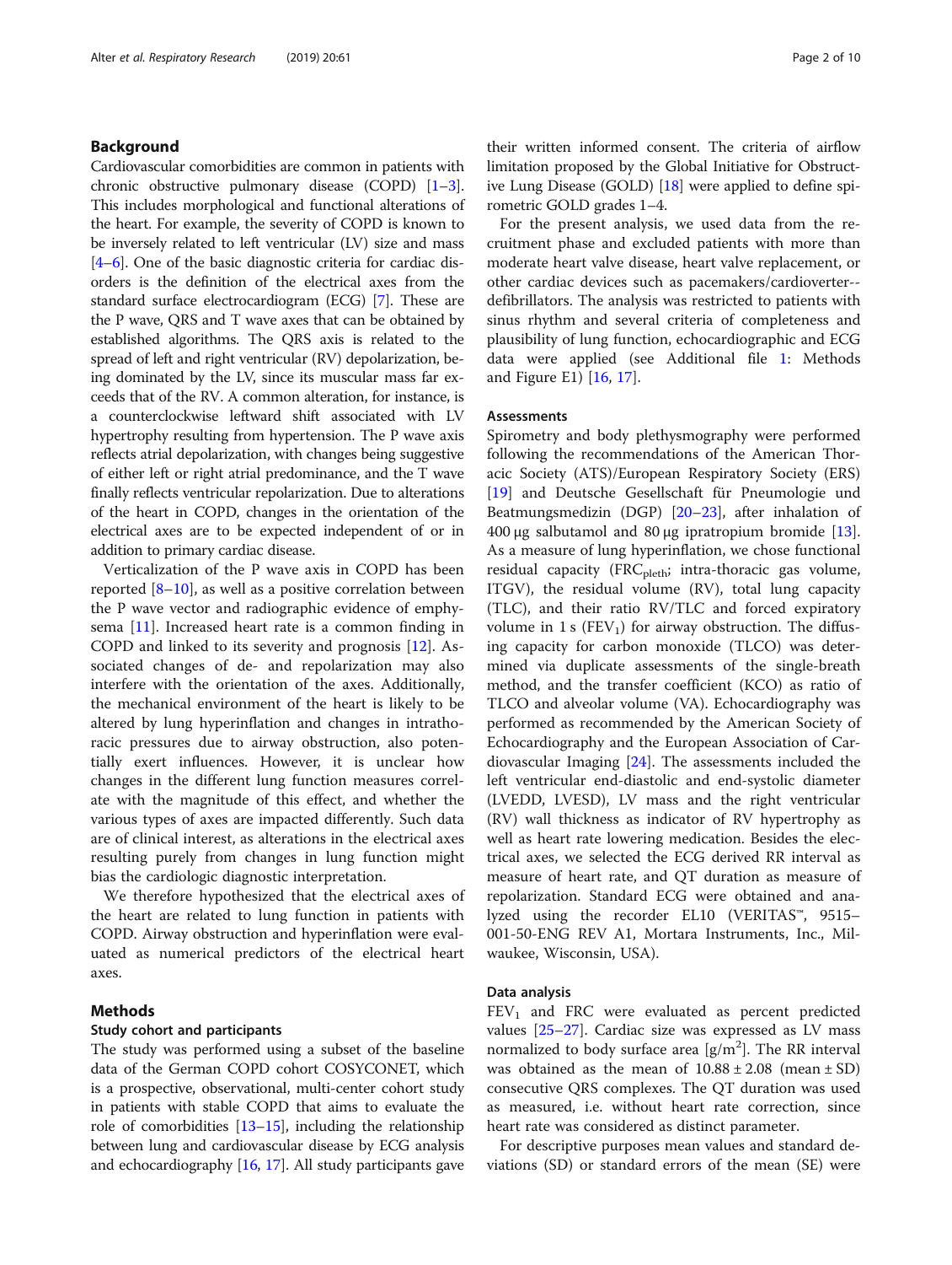## Background

Cardiovascular comorbidities are common in patients with chronic obstructive pulmonary disease (COPD) [1–3]. This includes morphological and functional alterations of the heart. For example, the severity of COPD is known to be inversely related to left ventricular (LV) size and mass [4–6]. One of the basic diagnostic criteria for cardiac disorders is the definition of the electrical axes from the standard surface electrocardiogram (ECG) [7]. These are the P wave, QRS and T wave axes that can be obtained by established algorithms. The QRS axis is related to the spread of left and right ventricular (RV) depolarization, being dominated by the LV, since its muscular mass far exceeds that of the RV. A common alteration, for instance, is a counterclockwise leftward shift associated with LV hypertrophy resulting from hypertension. The P wave axis reflects atrial depolarization, with changes being suggestive of either left or right atrial predominance, and the T wave finally reflects ventricular repolarization. Due to alterations of the heart in COPD, changes in the orientation of the electrical axes are to be expected independent of or in addition to primary cardiac disease.

Verticalization of the P wave axis in COPD has been reported [8–10], as well as a positive correlation between the P wave vector and radiographic evidence of emphysema [11]. Increased heart rate is a common finding in COPD and linked to its severity and prognosis [12]. Associated changes of de- and repolarization may also interfere with the orientation of the axes. Additionally, the mechanical environment of the heart is likely to be altered by lung hyperinflation and changes in intrathoracic pressures due to airway obstruction, also potentially exert influences. However, it is unclear how changes in the different lung function measures correlate with the magnitude of this effect, and whether the various types of axes are impacted differently. Such data are of clinical interest, as alterations in the electrical axes resulting purely from changes in lung function might bias the cardiologic diagnostic interpretation.

We therefore hypothesized that the electrical axes of the heart are related to lung function in patients with COPD. Airway obstruction and hyperinflation were evaluated as numerical predictors of the electrical heart axes.

## Methods

### Study cohort and participants

The study was performed using a subset of the baseline data of the German COPD cohort COSYCONET, which is a prospective, observational, multi-center cohort study in patients with stable COPD that aims to evaluate the role of comorbidities [13–15], including the relationship between lung and cardiovascular disease by ECG analysis and echocardiography [16, 17]. All study participants gave their written informed consent. The criteria of airflow limitation proposed by the Global Initiative for Obstructive Lung Disease (GOLD) [18] were applied to define spirometric GOLD grades 1–4.

For the present analysis, we used data from the recruitment phase and excluded patients with more than moderate heart valve disease, heart valve replacement, or other cardiac devices such as pacemakers/cardioverter--defibrillators. The analysis was restricted to patients with sinus rhythm and several criteria of completeness and plausibility of lung function, echocardiographic and ECG data were applied (see Additional file 1: Methods and Figure E1) [16, 17].

### Assessments

Spirometry and body plethysmography were performed following the recommendations of the American Thoracic Society (ATS)/European Respiratory Society (ERS) [19] and Deutsche Gesellschaft für Pneumologie und Beatmungsmedizin (DGP) [20–23], after inhalation of 400 μg salbutamol and 80 μg ipratropium bromide [13]. As a measure of lung hyperinflation, we chose functional residual capacity ($FRC_{pleth}$; intra-thoracic gas volume, ITGV), the residual volume (RV), total lung capacity (TLC), and their ratio RV/TLC and forced expiratory volume in 1 s ($FEV_1$) for airway obstruction. The diffusing capacity for carbon monoxide (TLCO) was determined via duplicate assessments of the single-breath method, and the transfer coefficient (KCO) as ratio of TLCO and alveolar volume (VA). Echocardiography was performed as recommended by the American Society of Echocardiography and the European Association of Cardiovascular Imaging [24]. The assessments included the left ventricular end-diastolic and end-systolic diameter (LVEDD, LVESD), LV mass and the right ventricular (RV) wall thickness as indicator of RV hypertrophy as well as heart rate lowering medication. Besides the electrical axes, we selected the ECG derived RR interval as measure of heart rate, and QT duration as measure of repolarization. Standard ECG were obtained and analyzed using the recorder EL10 (VERITAS™, 9515–001-50-ENG REV A1, Mortara Instruments, Inc., Milwaukee, Wisconsin, USA).

### Data analysis

$FEV_1$ and FRC were evaluated as percent predicted values [25–27]. Cardiac size was expressed as LV mass normalized to body surface area [$g/m^2$]. The RR interval was obtained as the mean of $10.88 \pm 2.08$ (mean ± SD) consecutive QRS complexes. The QT duration was used as measured, i.e. without heart rate correction, since heart rate was considered as distinct parameter.

For descriptive purposes mean values and standard deviations (SD) or standard errors of the mean (SE) were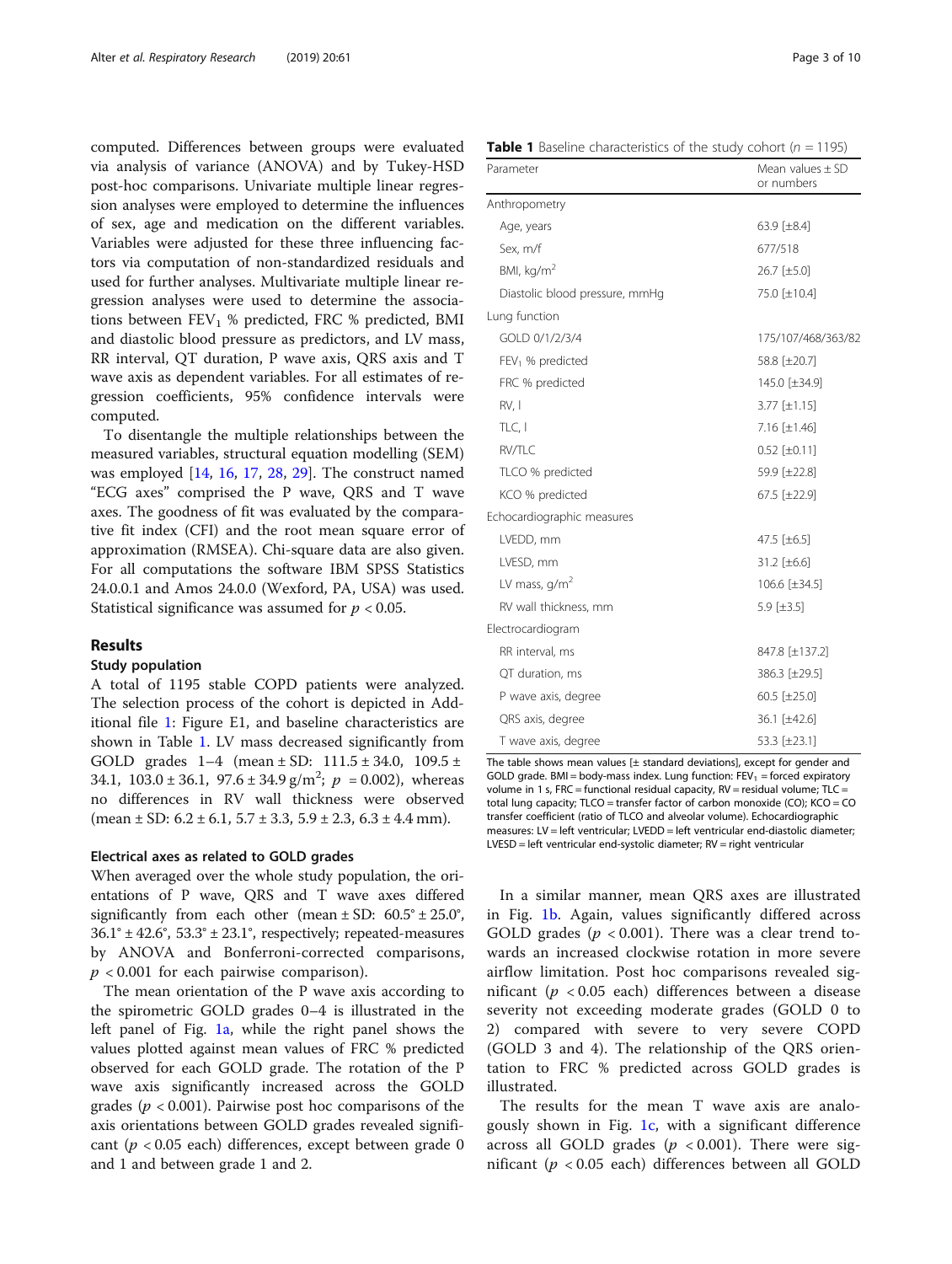computed. Differences between groups were evaluated via analysis of variance (ANOVA) and by Tukey-HSD post-hoc comparisons. Univariate multiple linear regression analyses were employed to determine the influences of sex, age and medication on the different variables. Variables were adjusted for these three influencing factors via computation of non-standardized residuals and used for further analyses. Multivariate multiple linear regression analyses were used to determine the associations between $FEV_1$ % predicted, FRC % predicted, BMI and diastolic blood pressure as predictors, and LV mass, RR interval, QT duration, P wave axis, QRS axis and T wave axis as dependent variables. For all estimates of regression coefficients, 95% confidence intervals were computed.

To disentangle the multiple relationships between the measured variables, structural equation modelling (SEM) was employed [14, 16, 17, 28, 29]. The construct named "ECG axes" comprised the P wave, QRS and T wave axes. The goodness of fit was evaluated by the comparative fit index (CFI) and the root mean square error of approximation (RMSEA). Chi-square data are also given. For all computations the software IBM SPSS Statistics 24.0.0.1 and Amos 24.0.0 (Wexford, PA, USA) was used. Statistical significance was assumed for $p < 0.05$.

## Results

### Study population

A total of 1195 stable COPD patients were analyzed. The selection process of the cohort is depicted in Additional file 1: Figure E1, and baseline characteristics are shown in Table 1. LV mass decreased significantly from GOLD grades 1–4 (mean ± SD: 111.5 ± 34.0, 109.5 ± 34.1, 103.0 ± 36.1, 97.6 ± 34.9 g/m$^2$; $p = 0.002$), whereas no differences in RV wall thickness were observed (mean ± SD: 6.2 ± 6.1, 5.7 ± 3.3, 5.9 ± 2.3, 6.3 ± 4.4 mm).

**Table 1** Baseline characteristics of the study cohort ($n = 1195$)

| Parameter | Mean values ± SD or numbers |
|---|---|
| Anthropometry | |
| Age, years | 63.9 [±8.4] |
| Sex, m/f | 677/518 |
| BMI, kg/m$^2$ | 26.7 [±5.0] |
| Diastolic blood pressure, mmHg | 75.0 [±10.4] |
| Lung function | |
| GOLD 0/1/2/3/4 | 175/107/468/363/82 |
| $FEV_1$ % predicted | 58.8 [±20.7] |
| FRC % predicted | 145.0 [±34.9] |
| RV, l | 3.77 [±1.15] |
| TLC, l | 7.16 [±1.46] |
| RV/TLC | 0.52 [±0.11] |
| TLCO % predicted | 59.9 [±22.8] |
| KCO % predicted | 67.5 [±22.9] |
| Echocardiographic measures | |
| LVEDD, mm | 47.5 [±6.5] |
| LVESD, mm | 31.2 [±6.6] |
| LV mass, g/m$^2$ | 106.6 [±34.5] |
| RV wall thickness, mm | 5.9 [±3.5] |
| Electrocardiogram | |
| RR interval, ms | 847.8 [±137.2] |
| QT duration, ms | 386.3 [±29.5] |
| P wave axis, degree | 60.5 [±25.0] |
| QRS axis, degree | 36.1 [±42.6] |
| T wave axis, degree | 53.3 [±23.1] |

The table shows mean values [± standard deviations], except for gender and GOLD grade. BMI = body-mass index. Lung function: $FEV_1$ = forced expiratory volume in 1 s, FRC = functional residual capacity, RV = residual volume; TLC = total lung capacity; TLCO = transfer factor of carbon monoxide (CO); KCO = CO transfer coefficient (ratio of TLCO and alveolar volume). Echocardiographic measures: LV = left ventricular; LVEDD = left ventricular end-diastolic diameter; LVESD = left ventricular end-systolic diameter; RV = right ventricular

### Electrical axes as related to GOLD grades

When averaged over the whole study population, the orientations of P wave, QRS and T wave axes differed significantly from each other (mean ± SD: 60.5° ± 25.0°, 36.1° ± 42.6°, 53.3° ± 23.1°, respectively; repeated-measures by ANOVA and Bonferroni-corrected comparisons, $p < 0.001$ for each pairwise comparison).

The mean orientation of the P wave axis according to the spirometric GOLD grades 0–4 is illustrated in the left panel of Fig. 1a, while the right panel shows the values plotted against mean values of FRC % predicted observed for each GOLD grade. The rotation of the P wave axis significantly increased across the GOLD grades ($p < 0.001$). Pairwise post hoc comparisons of the axis orientations between GOLD grades revealed significant ($p < 0.05$ each) differences, except between grade 0 and 1 and between grade 1 and 2.

In a similar manner, mean QRS axes are illustrated in Fig. 1b. Again, values significantly differed across GOLD grades ($p < 0.001$). There was a clear trend towards an increased clockwise rotation in more severe airflow limitation. Post hoc comparisons revealed significant ($p < 0.05$ each) differences between a disease severity not exceeding moderate grades (GOLD 0 to 2) compared with severe to very severe COPD (GOLD 3 and 4). The relationship of the QRS orientation to FRC % predicted across GOLD grades is illustrated.

The results for the mean T wave axis are analogously shown in Fig. 1c, with a significant difference across all GOLD grades ($p < 0.001$). There were significant ($p < 0.05$ each) differences between all GOLD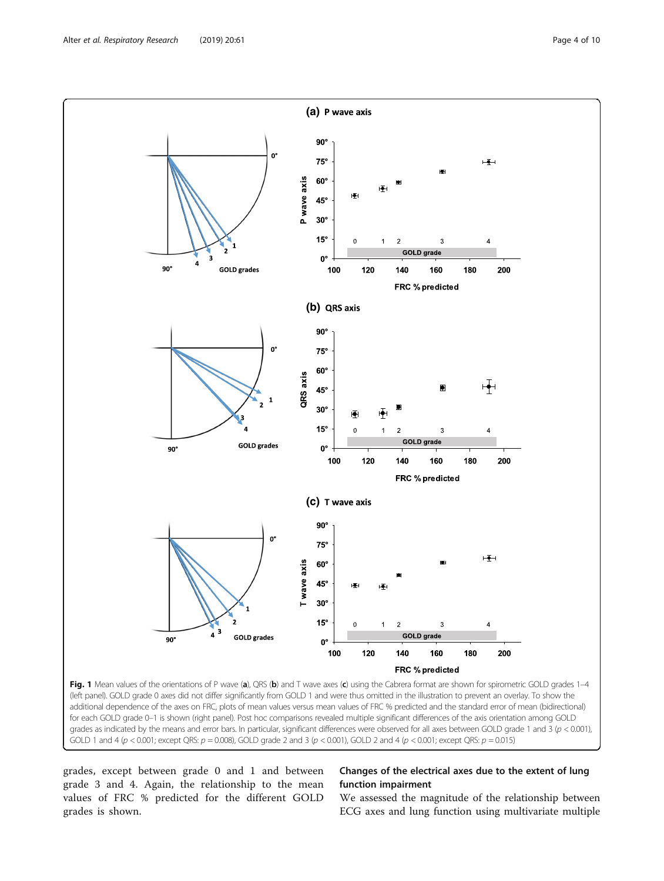**(a) P wave axis**

0°

90°

1

2

3

4

GOLD grades

90°

75°

60°

45°

30°

15°

0°

P wave axis

0 1 2 3 4

GOLD grade

100 120 140 160 180 200

FRC % predicted

**(b) QRS axis**

0°

90°

1

2

3

4

GOLD grades

90°

75°

60°

45°

30°

15°

0°

QRS axis

0 1 2 3 4

GOLD grade

100 120 140 160 180 200

FRC % predicted

**(c) T wave axis**

0°

90°

1

2

3

4

GOLD grades

90°

75°

60°

45°

30°

15°

0°

T wave axis

0 1 2 3 4

GOLD grade

100 120 140 160 180 200

FRC % predicted

**Fig. 1** Mean values of the orientations of P wave (**a**), QRS (**b**) and T wave axes (**c**) using the Cabrera format are shown for spirometric GOLD grades 1–4 (left panel). GOLD grade 0 axes did not differ significantly from GOLD 1 and were thus omitted in the illustration to prevent an overlay. To show the additional dependence of the axes on FRC, plots of mean values versus mean values of FRC % predicted and the standard error of mean (bidirectional) for each GOLD grade 0–1 is shown (right panel). Post hoc comparisons revealed multiple significant differences of the axis orientation among GOLD grades as indicated by the means and error bars. In particular, significant differences were observed for all axes between GOLD grade 1 and 3 ($p < 0.001$), GOLD 1 and 4 ($p < 0.001$; except QRS: $p = 0.008$), GOLD grade 2 and 3 ($p < 0.001$), GOLD 2 and 4 ($p < 0.001$; except QRS: $p = 0.015$)

grades, except between grade 0 and 1 and between grade 3 and 4. Again, the relationship to the mean values of FRC % predicted for the different GOLD grades is shown.

## Changes of the electrical axes due to the extent of lung function impairment

We assessed the magnitude of the relationship between ECG axes and lung function using multivariate multiple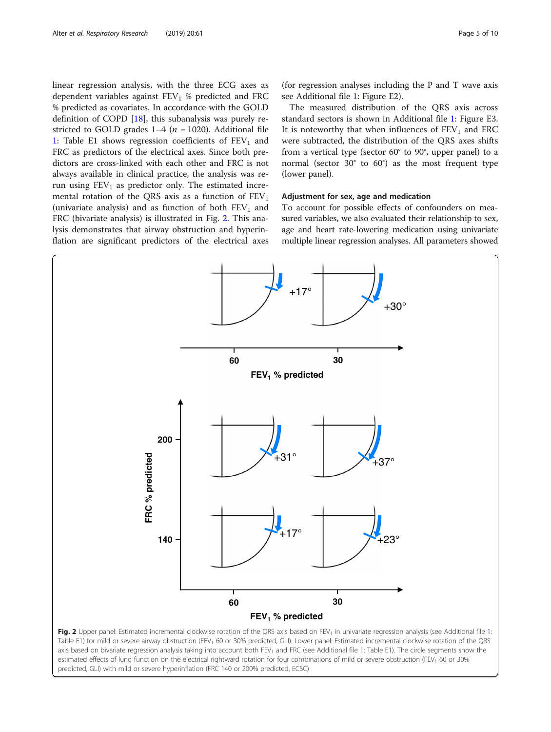linear regression analysis, with the three ECG axes as dependent variables against $FEV_1$ % predicted and FRC % predicted as covariates. In accordance with the GOLD definition of COPD [18], this subanalysis was purely restricted to GOLD grades 1–4 ($n$ = 1020). Additional file 1: Table E1 shows regression coefficients of $FEV_1$ and FRC as predictors of the electrical axes. Since both predictors are cross-linked with each other and FRC is not always available in clinical practice, the analysis was rerun using $FEV_1$ as predictor only. The estimated incremental rotation of the QRS axis as a function of $FEV_1$ (univariate analysis) and as function of both $FEV_1$ and FRC (bivariate analysis) is illustrated in Fig. 2. This analysis demonstrates that airway obstruction and hyperinflation are significant predictors of the electrical axes (for regression analyses including the P and T wave axis see Additional file 1: Figure E2).

The measured distribution of the QRS axis across standard sectors is shown in Additional file 1: Figure E3. It is noteworthy that when influences of $FEV_1$ and FRC were subtracted, the distribution of the QRS axes shifts from a vertical type (sector 60° to 90°, upper panel) to a normal (sector 30° to 60°) as the most frequent type (lower panel).

### Adjustment for sex, age and medication

To account for possible effects of confounders on measured variables, we also evaluated their relationship to sex, age and heart rate-lowering medication using univariate multiple linear regression analyses. All parameters showed

+17°
+30°
60
30
$FEV_1$ % predicted
200
140
FRC % predicted
+31°
+37°
+17°
+23°
60
30
$FEV_1$ % predicted

**Fig. 2** Upper panel: Estimated incremental clockwise rotation of the QRS axis based on $FEV_1$ in univariate regression analysis (see Additional file 1: Table E1) for mild or severe airway obstruction ($FEV_1$ 60 or 30% predicted, GLI). Lower panel: Estimated incremental clockwise rotation of the QRS axis based on bivariate regression analysis taking into account both $FEV_1$ and FRC (see Additional file 1: Table E1). The circle segments show the estimated effects of lung function on the electrical rightward rotation for four combinations of mild or severe obstruction ($FEV_1$ 60 or 30% predicted, GLI) with mild or severe hyperinflation (FRC 140 or 200% predicted, ECSC)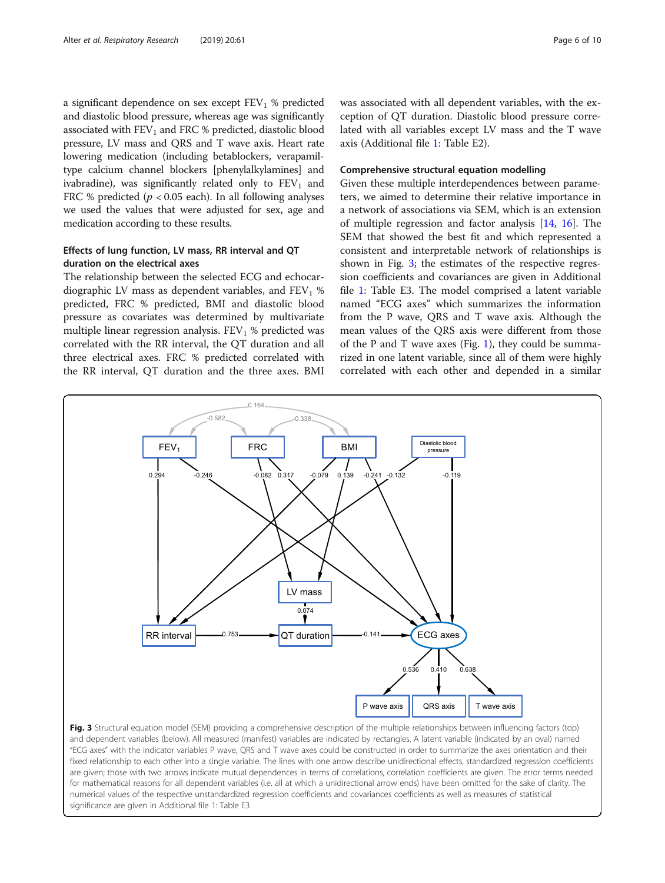a significant dependence on sex except $FEV_1$ % predicted and diastolic blood pressure, whereas age was significantly associated with $FEV_1$ and FRC % predicted, diastolic blood pressure, LV mass and QRS and T wave axis. Heart rate lowering medication (including betablockers, verapamil-type calcium channel blockers [phenylalkylamines] and ivabradine), was significantly related only to $FEV_1$ and FRC % predicted ($p < 0.05$ each). In all following analyses we used the values that were adjusted for sex, age and medication according to these results.

### Effects of lung function, LV mass, RR interval and QT duration on the electrical axes

The relationship between the selected ECG and echocardiographic LV mass as dependent variables, and $FEV_1$ % predicted, FRC % predicted, BMI and diastolic blood pressure as covariates was determined by multivariate multiple linear regression analysis. $FEV_1$ % predicted was correlated with the RR interval, the QT duration and all three electrical axes. FRC % predicted correlated with the RR interval, QT duration and the three axes. BMI was associated with all dependent variables, with the exception of QT duration. Diastolic blood pressure correlated with all variables except LV mass and the T wave axis (Additional file 1: Table E2).

### Comprehensive structural equation modelling

Given these multiple interdependences between parameters, we aimed to determine their relative importance in a network of associations via SEM, which is an extension of multiple regression and factor analysis [14, 16]. The SEM that showed the best fit and which represented a consistent and interpretable network of relationships is shown in Fig. 3; the estimates of the respective regression coefficients and covariances are given in Additional file 1: Table E3. The model comprised a latent variable named "ECG axes" which summarizes the information from the P wave, QRS and T wave axis. Although the mean values of the QRS axis were different from those of the P and T wave axes (Fig. 1), they could be summarized in one latent variable, since all of them were highly correlated with each other and depended in a similar

0.164
-0.582
-0.338
$FEV_1$
FRC
BMI
Diastolic blood pressure
0.294
-0.246
-0.082
0.317
-0.079
0.139
-0.241
-0.132
-0.119
LV mass
0.074
RR interval
0.753
QT duration
-0.141
ECG axes
0.536
0.410
0.638
P wave axis
QRS axis
T wave axis

**Fig. 3** Structural equation model (SEM) providing a comprehensive description of the multiple relationships between influencing factors (top) and dependent variables (below). All measured (manifest) variables are indicated by rectangles. A latent variable (indicated by an oval) named "ECG axes" with the indicator variables P wave, QRS and T wave axes could be constructed in order to summarize the axes orientation and their fixed relationship to each other into a single variable. The lines with one arrow describe unidirectional effects, standardized regression coefficients are given; those with two arrows indicate mutual dependences in terms of correlations, correlation coefficients are given. The error terms needed for mathematical reasons for all dependent variables (i.e. all at which a unidirectional arrow ends) have been omitted for the sake of clarity. The numerical values of the respective unstandardized regression coefficients and covariances coefficients as well as measures of statistical significance are given in Additional file 1: Table E3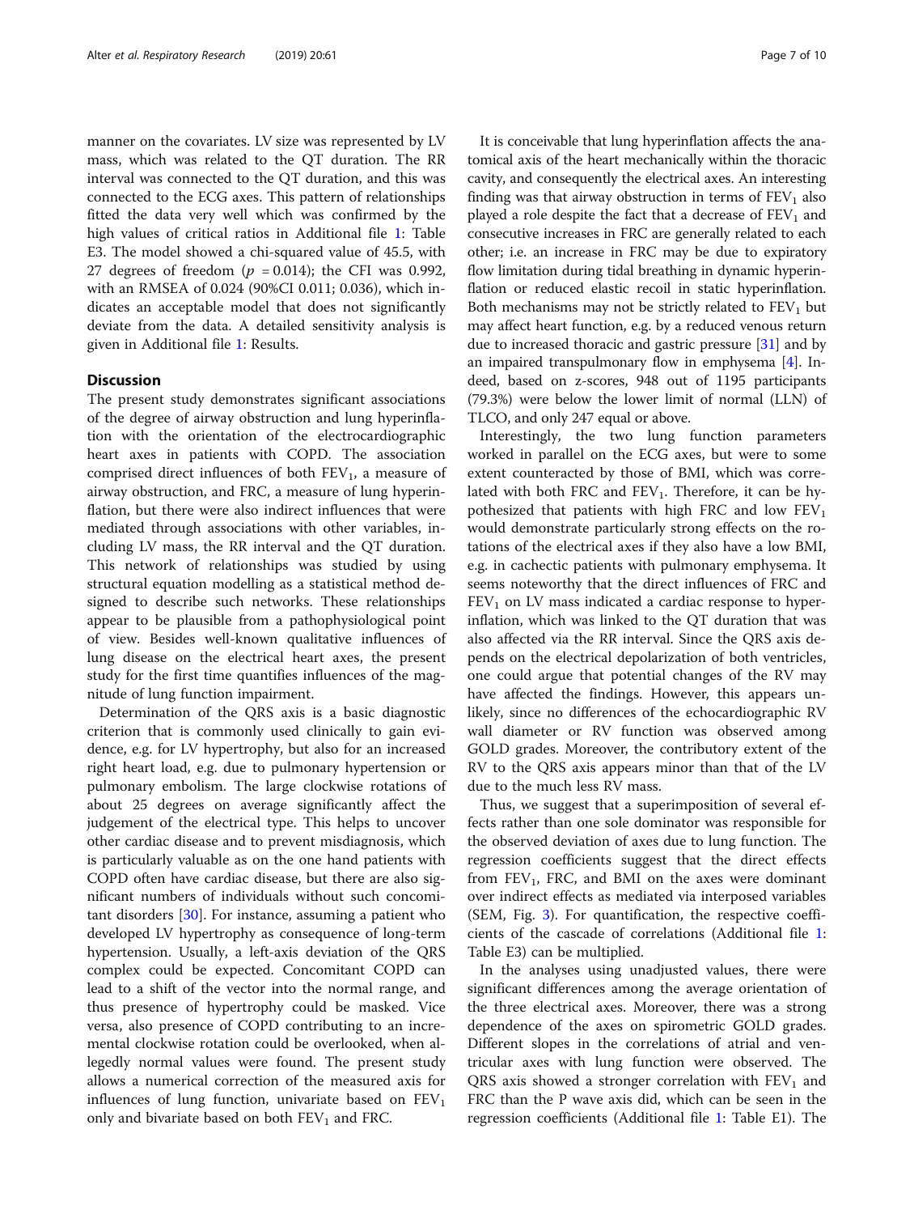manner on the covariates. LV size was represented by LV mass, which was related to the QT duration. The RR interval was connected to the QT duration, and this was connected to the ECG axes. This pattern of relationships fitted the data very well which was confirmed by the high values of critical ratios in Additional file 1: Table E3. The model showed a chi-squared value of 45.5, with 27 degrees of freedom ($p = 0.014$); the CFI was 0.992, with an RMSEA of 0.024 (90%CI 0.011; 0.036), which indicates an acceptable model that does not significantly deviate from the data. A detailed sensitivity analysis is given in Additional file 1: Results.

## Discussion

The present study demonstrates significant associations of the degree of airway obstruction and lung hyperinflation with the orientation of the electrocardiographic heart axes in patients with COPD. The association comprised direct influences of both $FEV_1$, a measure of airway obstruction, and FRC, a measure of lung hyperinflation, but there were also indirect influences that were mediated through associations with other variables, including LV mass, the RR interval and the QT duration. This network of relationships was studied by using structural equation modelling as a statistical method designed to describe such networks. These relationships appear to be plausible from a pathophysiological point of view. Besides well-known qualitative influences of lung disease on the electrical heart axes, the present study for the first time quantifies influences of the magnitude of lung function impairment.

Determination of the QRS axis is a basic diagnostic criterion that is commonly used clinically to gain evidence, e.g. for LV hypertrophy, but also for an increased right heart load, e.g. due to pulmonary hypertension or pulmonary embolism. The large clockwise rotations of about 25 degrees on average significantly affect the judgement of the electrical type. This helps to uncover other cardiac disease and to prevent misdiagnosis, which is particularly valuable as on the one hand patients with COPD often have cardiac disease, but there are also significant numbers of individuals without such concomitant disorders [30]. For instance, assuming a patient who developed LV hypertrophy as consequence of long-term hypertension. Usually, a left-axis deviation of the QRS complex could be expected. Concomitant COPD can lead to a shift of the vector into the normal range, and thus presence of hypertrophy could be masked. Vice versa, also presence of COPD contributing to an incremental clockwise rotation could be overlooked, when allegedly normal values were found. The present study allows a numerical correction of the measured axis for influences of lung function, univariate based on $FEV_1$ only and bivariate based on both $FEV_1$ and FRC.

It is conceivable that lung hyperinflation affects the anatomical axis of the heart mechanically within the thoracic cavity, and consequently the electrical axes. An interesting finding was that airway obstruction in terms of $FEV_1$ also played a role despite the fact that a decrease of $FEV_1$ and consecutive increases in FRC are generally related to each other; i.e. an increase in FRC may be due to expiratory flow limitation during tidal breathing in dynamic hyperinflation or reduced elastic recoil in static hyperinflation. Both mechanisms may not be strictly related to $FEV_1$ but may affect heart function, e.g. by a reduced venous return due to increased thoracic and gastric pressure [31] and by an impaired transpulmonary flow in emphysema [4]. Indeed, based on z-scores, 948 out of 1195 participants (79.3%) were below the lower limit of normal (LLN) of TLCO, and only 247 equal or above.

Interestingly, the two lung function parameters worked in parallel on the ECG axes, but were to some extent counteracted by those of BMI, which was correlated with both FRC and $FEV_1$. Therefore, it can be hypothesized that patients with high FRC and low $FEV_1$ would demonstrate particularly strong effects on the rotations of the electrical axes if they also have a low BMI, e.g. in cachectic patients with pulmonary emphysema. It seems noteworthy that the direct influences of FRC and $FEV_1$ on LV mass indicated a cardiac response to hyperinflation, which was linked to the QT duration that was also affected via the RR interval. Since the QRS axis depends on the electrical depolarization of both ventricles, one could argue that potential changes of the RV may have affected the findings. However, this appears unlikely, since no differences of the echocardiographic RV wall diameter or RV function was observed among GOLD grades. Moreover, the contributory extent of the RV to the QRS axis appears minor than that of the LV due to the much less RV mass.

Thus, we suggest that a superimposition of several effects rather than one sole dominator was responsible for the observed deviation of axes due to lung function. The regression coefficients suggest that the direct effects from $FEV_1$, FRC, and BMI on the axes were dominant over indirect effects as mediated via interposed variables (SEM, Fig. 3). For quantification, the respective coefficients of the cascade of correlations (Additional file 1: Table E3) can be multiplied.

In the analyses using unadjusted values, there were significant differences among the average orientation of the three electrical axes. Moreover, there was a strong dependence of the axes on spirometric GOLD grades. Different slopes in the correlations of atrial and ventricular axes with lung function were observed. The QRS axis showed a stronger correlation with $FEV_1$ and FRC than the P wave axis did, which can be seen in the regression coefficients (Additional file 1: Table E1). The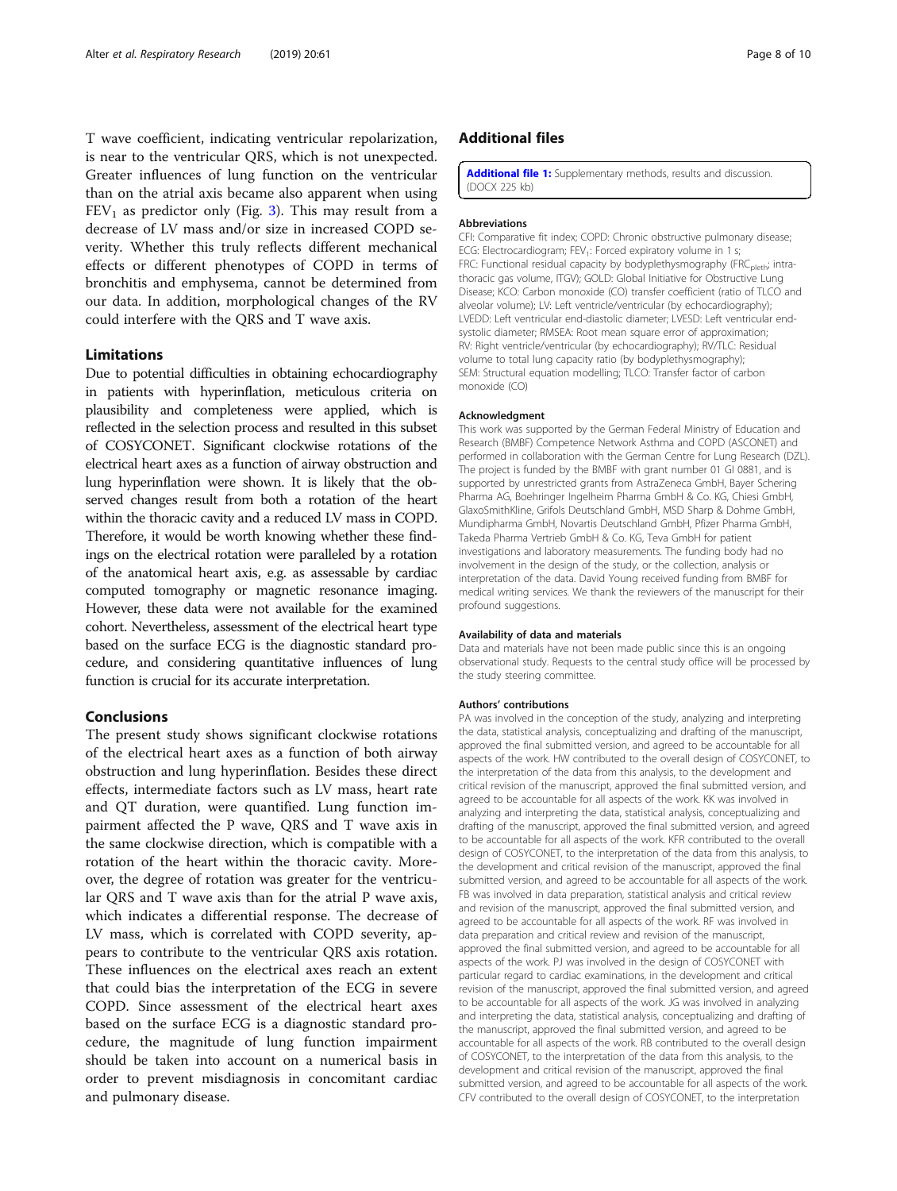T wave coefficient, indicating ventricular repolarization, is near to the ventricular QRS, which is not unexpected. Greater influences of lung function on the ventricular than on the atrial axis became also apparent when using $FEV_1$ as predictor only (Fig. 3). This may result from a decrease of LV mass and/or size in increased COPD severity. Whether this truly reflects different mechanical effects or different phenotypes of COPD in terms of bronchitis and emphysema, cannot be determined from our data. In addition, morphological changes of the RV could interfere with the QRS and T wave axis.

## Limitations

Due to potential difficulties in obtaining echocardiography in patients with hyperinflation, meticulous criteria on plausibility and completeness were applied, which is reflected in the selection process and resulted in this subset of COSYCONET. Significant clockwise rotations of the electrical heart axes as a function of airway obstruction and lung hyperinflation were shown. It is likely that the observed changes result from both a rotation of the heart within the thoracic cavity and a reduced LV mass in COPD. Therefore, it would be worth knowing whether these findings on the electrical rotation were paralleled by a rotation of the anatomical heart axis, e.g. as assessable by cardiac computed tomography or magnetic resonance imaging. However, these data were not available for the examined cohort. Nevertheless, assessment of the electrical heart type based on the surface ECG is the diagnostic standard procedure, and considering quantitative influences of lung function is crucial for its accurate interpretation.

## Conclusions

The present study shows significant clockwise rotations of the electrical heart axes as a function of both airway obstruction and lung hyperinflation. Besides these direct effects, intermediate factors such as LV mass, heart rate and QT duration, were quantified. Lung function impairment affected the P wave, QRS and T wave axis in the same clockwise direction, which is compatible with a rotation of the heart within the thoracic cavity. Moreover, the degree of rotation was greater for the ventricular QRS and T wave axis than for the atrial P wave axis, which indicates a differential response. The decrease of LV mass, which is correlated with COPD severity, appears to contribute to the ventricular QRS axis rotation. These influences on the electrical axes reach an extent that could bias the interpretation of the ECG in severe COPD. Since assessment of the electrical heart axes based on the surface ECG is a diagnostic standard procedure, the magnitude of lung function impairment should be taken into account on a numerical basis in order to prevent misdiagnosis in concomitant cardiac and pulmonary disease.

## Additional files

**Additional file 1:** Supplementary methods, results and discussion. (DOCX 225 kb)

#### Abbreviations

CFI: Comparative fit index; COPD: Chronic obstructive pulmonary disease; ECG: Electrocardiogram; $FEV_1$: Forced expiratory volume in 1 s; FRC: Functional residual capacity by bodyplethysmography ($FRC_{pleth}$; intrathoracic gas volume, ITGV); GOLD: Global Initiative for Obstructive Lung Disease; KCO: Carbon monoxide (CO) transfer coefficient (ratio of TLCO and alveolar volume); LV: Left ventricle/ventricular (by echocardiography); LVEDD: Left ventricular end-diastolic diameter; LVESD: Left ventricular end-systolic diameter; RMSEA: Root mean square error of approximation; RV: Right ventricle/ventricular (by echocardiography); RV/TLC: Residual volume to total lung capacity ratio (by bodyplethysmography); SEM: Structural equation modelling; TLCO: Transfer factor of carbon monoxide (CO)

#### Acknowledgment

This work was supported by the German Federal Ministry of Education and Research (BMBF) Competence Network Asthma and COPD (ASCONET) and performed in collaboration with the German Centre for Lung Research (DZL). The project is funded by the BMBF with grant number 01 GI 0881, and is supported by unrestricted grants from AstraZeneca GmbH, Bayer Schering Pharma AG, Boehringer Ingelheim Pharma GmbH & Co. KG, Chiesi GmbH, GlaxoSmithKline, Grifols Deutschland GmbH, MSD Sharp & Dohme GmbH, Mundipharma GmbH, Novartis Deutschland GmbH, Pfizer Pharma GmbH, Takeda Pharma Vertrieb GmbH & Co. KG, Teva GmbH for patient investigations and laboratory measurements. The funding body had no involvement in the design of the study, or the collection, analysis or interpretation of the data. David Young received funding from BMBF for medical writing services. We thank the reviewers of the manuscript for their profound suggestions.

#### Availability of data and materials

Data and materials have not been made public since this is an ongoing observational study. Requests to the central study office will be processed by the study steering committee.

#### Authors' contributions

PA was involved in the conception of the study, analyzing and interpreting the data, statistical analysis, conceptualizing and drafting of the manuscript, approved the final submitted version, and agreed to be accountable for all aspects of the work. HW contributed to the overall design of COSYCONET, to the interpretation of the data from this analysis, to the development and critical revision of the manuscript, approved the final submitted version, and agreed to be accountable for all aspects of the work. KK was involved in analyzing and interpreting the data, statistical analysis, conceptualizing and drafting of the manuscript, approved the final submitted version, and agreed to be accountable for all aspects of the work. KFR contributed to the overall design of COSYCONET, to the interpretation of the data from this analysis, to the development and critical revision of the manuscript, approved the final submitted version, and agreed to be accountable for all aspects of the work. FB was involved in data preparation, statistical analysis and critical review and revision of the manuscript, approved the final submitted version, and agreed to be accountable for all aspects of the work. RF was involved in data preparation and critical review and revision of the manuscript, approved the final submitted version, and agreed to be accountable for all aspects of the work. PJ was involved in the design of COSYCONET with particular regard to cardiac examinations, in the development and critical revision of the manuscript, approved the final submitted version, and agreed to be accountable for all aspects of the work. JG was involved in analyzing and interpreting the data, statistical analysis, conceptualizing and drafting of the manuscript, approved the final submitted version, and agreed to be accountable for all aspects of the work. RB contributed to the overall design of COSYCONET, to the interpretation of the data from this analysis, to the development and critical revision of the manuscript, approved the final submitted version, and agreed to be accountable for all aspects of the work. CFV contributed to the overall design of COSYCONET, to the interpretation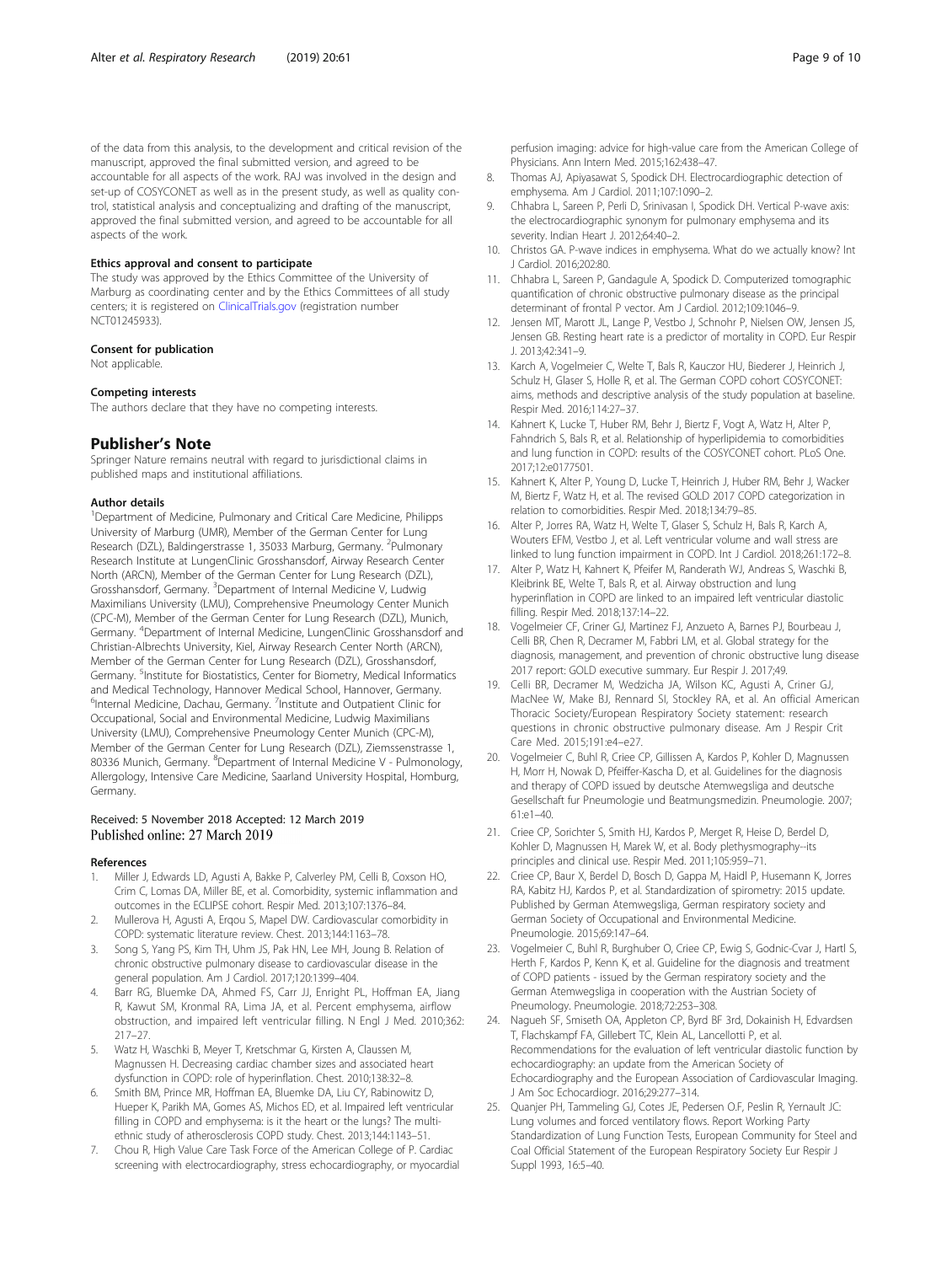of the data from this analysis, to the development and critical revision of the manuscript, approved the final submitted version, and agreed to be accountable for all aspects of the work. RAJ was involved in the design and set-up of COSYCONET as well as in the present study, as well as quality control, statistical analysis and conceptualizing and drafting of the manuscript, approved the final submitted version, and agreed to be accountable for all aspects of the work.

### Ethics approval and consent to participate

The study was approved by the Ethics Committee of the University of Marburg as coordinating center and by the Ethics Committees of all study centers; it is registered on ClinicalTrials.gov (registration number NCT01245933).

### Consent for publication

Not applicable.

### Competing interests

The authors declare that they have no competing interests.

## Publisher's Note

Springer Nature remains neutral with regard to jurisdictional claims in published maps and institutional affiliations.

### Author details

[1]Department of Medicine, Pulmonary and Critical Care Medicine, Philipps University of Marburg (UMR), Member of the German Center for Lung Research (DZL), Baldingerstrasse 1, 35033 Marburg, Germany. [2]Pulmonary Research Institute at LungenClinic Grosshansdorf, Airway Research Center North (ARCN), Member of the German Center for Lung Research (DZL), Grosshansdorf, Germany. [3]Department of Internal Medicine V, Ludwig Maximilians University (LMU), Comprehensive Pneumology Center Munich (CPC-M), Member of the German Center for Lung Research (DZL), Munich, Germany. [4]Department of Internal Medicine, LungenClinic Grosshansdorf and Christian-Albrechts University, Kiel, Airway Research Center North (ARCN), Member of the German Center for Lung Research (DZL), Grosshansdorf, Germany. [5]Institute for Biostatistics, Center for Biometry, Medical Informatics and Medical Technology, Hannover Medical School, Hannover, Germany. [6]Internal Medicine, Dachau, Germany. [7]Institute and Outpatient Clinic for Occupational, Social and Environmental Medicine, Ludwig Maximilians University (LMU), Comprehensive Pneumology Center Munich (CPC-M), Member of the German Center for Lung Research (DZL), Ziemssenstrasse 1, 80336 Munich, Germany. [8]Department of Internal Medicine V - Pulmonology, Allergology, Intensive Care Medicine, Saarland University Hospital, Homburg, Germany.

Received: 5 November 2018 Accepted: 12 March 2019
Published online: 27 March 2019

### References

1. Miller J, Edwards LD, Agusti A, Bakke P, Calverley PM, Celli B, Coxson HO, Crim C, Lomas DA, Miller BE, et al. Comorbidity, systemic inflammation and outcomes in the ECLIPSE cohort. Respir Med. 2013;107:1376–84.
2. Mullerova H, Agusti A, Erqou S, Mapel DW. Cardiovascular comorbidity in COPD: systematic literature review. Chest. 2013;144:1163–78.
3. Song S, Yang PS, Kim TH, Uhm JS, Pak HN, Lee MH, Joung B. Relation of chronic obstructive pulmonary disease to cardiovascular disease in the general population. Am J Cardiol. 2017;120:1399–404.
4. Barr RG, Bluemke DA, Ahmed FS, Carr JJ, Enright PL, Hoffman EA, Jiang R, Kawut SM, Kronmal RA, Lima JA, et al. Percent emphysema, airflow obstruction, and impaired left ventricular filling. N Engl J Med. 2010;362:217–27.
5. Watz H, Waschki B, Meyer T, Kretschmar G, Kirsten A, Claussen M, Magnussen H. Decreasing cardiac chamber sizes and associated heart dysfunction in COPD: role of hyperinflation. Chest. 2010;138:32–8.
6. Smith BM, Prince MR, Hoffman EA, Bluemke DA, Liu CY, Rabinowitz D, Hueper K, Parikh MA, Gomes AS, Michos ED, et al. Impaired left ventricular filling in COPD and emphysema: is it the heart or the lungs? The multi-ethnic study of atherosclerosis COPD study. Chest. 2013;144:1143–51.
7. Chou R, High Value Care Task Force of the American College of P. Cardiac screening with electrocardiography, stress echocardiography, or myocardial perfusion imaging: advice for high-value care from the American College of Physicians. Ann Intern Med. 2015;162:438–47.
8. Thomas AJ, Apiyasawat S, Spodick DH. Electrocardiographic detection of emphysema. Am J Cardiol. 2011;107:1090–2.
9. Chhabra L, Sareen P, Perli D, Srinivasan I, Spodick DH. Vertical P-wave axis: the electrocardiographic synonym for pulmonary emphysema and its severity. Indian Heart J. 2012;64:40–2.
10. Christos GA. P-wave indices in emphysema. What do we actually know? Int J Cardiol. 2016;202:80.
11. Chhabra L, Sareen P, Gandagule A, Spodick D. Computerized tomographic quantification of chronic obstructive pulmonary disease as the principal determinant of frontal P vector. Am J Cardiol. 2012;109:1046–9.
12. Jensen MT, Marott JL, Lange P, Vestbo J, Schnohr P, Nielsen OW, Jensen JS, Jensen GB. Resting heart rate is a predictor of mortality in COPD. Eur Respir J. 2013;42:341–9.
13. Karch A, Vogelmeier C, Welte T, Bals R, Kauczor HU, Biederer J, Heinrich J, Schulz H, Glaser S, Holle R, et al. The German COPD cohort COSYCONET: aims, methods and descriptive analysis of the study population at baseline. Respir Med. 2016;114:27–37.
14. Kahnert K, Lucke T, Huber RM, Behr J, Biertz F, Vogt A, Watz H, Alter P, Fahndrich S, Bals R, et al. Relationship of hyperlipidemia to comorbidities and lung function in COPD: results of the COSYCONET cohort. PLoS One. 2017;12:e0177501.
15. Kahnert K, Alter P, Young D, Lucke T, Heinrich J, Huber RM, Behr J, Wacker M, Biertz F, Watz H, et al. The revised GOLD 2017 COPD categorization in relation to comorbidities. Respir Med. 2018;134:79–85.
16. Alter P, Jorres RA, Watz H, Welte T, Glaser S, Schulz H, Bals R, Karch A, Wouters EFM, Vestbo J, et al. Left ventricular volume and wall stress are linked to lung function impairment in COPD. Int J Cardiol. 2018;261:172–8.
17. Alter P, Watz H, Kahnert K, Pfeifer M, Randerath WJ, Andreas S, Waschki B, Kleibrink BE, Welte T, Bals R, et al. Airway obstruction and lung hyperinflation in COPD are linked to an impaired left ventricular diastolic filling. Respir Med. 2018;137:14–22.
18. Vogelmeier CF, Criner GJ, Martinez FJ, Anzueto A, Barnes PJ, Bourbeau J, Celli BR, Chen R, Decramer M, Fabbri LM, et al. Global strategy for the diagnosis, management, and prevention of chronic obstructive lung disease 2017 report: GOLD executive summary. Eur Respir J. 2017;49.
19. Celli BR, Decramer M, Wedzicha JA, Wilson KC, Agusti A, Criner GJ, MacNee W, Make BJ, Rennard SI, Stockley RA, et al. An official American Thoracic Society/European Respiratory Society statement: research questions in chronic obstructive pulmonary disease. Am J Respir Crit Care Med. 2015;191:e4–e27.
20. Vogelmeier C, Buhl R, Criee CP, Gillissen A, Kardos P, Kohler D, Magnussen H, Morr H, Nowak D, Pfeiffer-Kascha D, et al. Guidelines for the diagnosis and therapy of COPD issued by deutsche Atemwegsliga and deutsche Gesellschaft fur Pneumologie und Beatmungsmedizin. Pneumologie. 2007;61:e1–40.
21. Criee CP, Sorichter S, Smith HJ, Kardos P, Merget R, Heise D, Berdel D, Kohler D, Magnussen H, Marek W, et al. Body plethysmography--its principles and clinical use. Respir Med. 2011;105:959–71.
22. Criee CP, Baur X, Berdel D, Bosch D, Gappa M, Haidl P, Husemann K, Jorres RA, Kabitz HJ, Kardos P, et al. Standardization of spirometry: 2015 update. Published by German Atemwegsliga, German respiratory society and German Society of Occupational and Environmental Medicine. Pneumologie. 2015;69:147–64.
23. Vogelmeier C, Buhl R, Burghuber O, Criee CP, Ewig S, Godnic-Cvar J, Hartl S, Herth F, Kardos P, Kenn K, et al. Guideline for the diagnosis and treatment of COPD patients - issued by the German respiratory society and the German Atemwegsliga in cooperation with the Austrian Society of Pneumology. Pneumologie. 2018;72:253–308.
24. Nagueh SF, Smiseth OA, Appleton CP, Byrd BF 3rd, Dokainish H, Edvardsen T, Flachskampf FA, Gillebert TC, Klein AL, Lancellotti P, et al. Recommendations for the evaluation of left ventricular diastolic function by echocardiography: an update from the American Society of Echocardiography and the European Association of Cardiovascular Imaging. J Am Soc Echocardiogr. 2016;29:277–314.
25. Quanjer PH, Tammeling GJ, Cotes JE, Pedersen OF, Peslin R, Yernault JC: Lung volumes and forced ventilatory flows. Report Working Party Standardization of Lung Function Tests, European Community for Steel and Coal Official Statement of the European Respiratory Society Eur Respir J Suppl 1993, 16:5–40.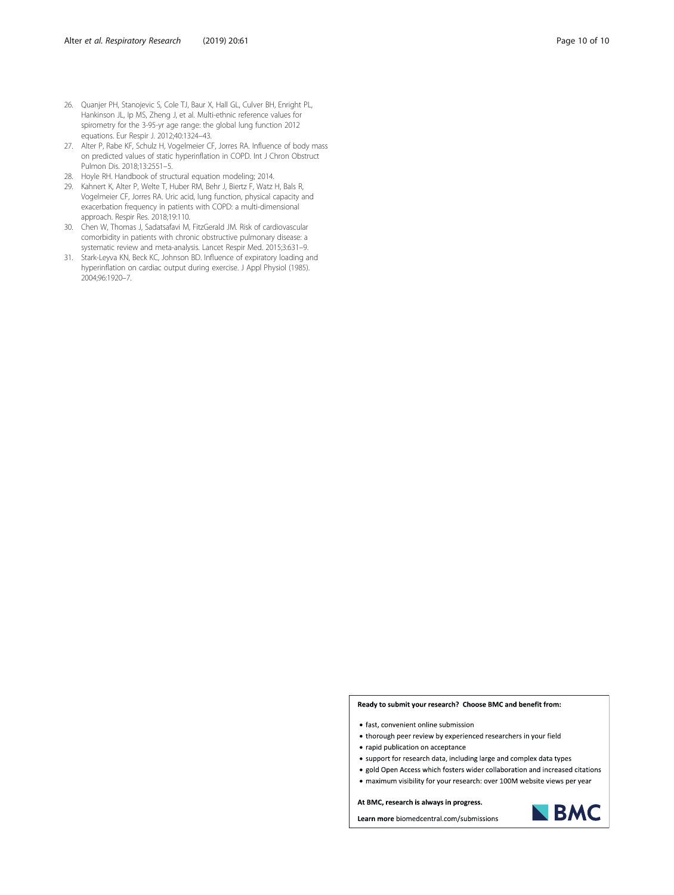26. Quanjer PH, Stanojevic S, Cole TJ, Baur X, Hall GL, Culver BH, Enright PL, Hankinson JL, Ip MS, Zheng J, et al. Multi-ethnic reference values for spirometry for the 3-95-yr age range: the global lung function 2012 equations. Eur Respir J. 2012;40:1324–43.
27. Alter P, Rabe KF, Schulz H, Vogelmeier CF, Jorres RA. Influence of body mass on predicted values of static hyperinflation in COPD. Int J Chron Obstruct Pulmon Dis. 2018;13:2551–5.
28. Hoyle RH. Handbook of structural equation modeling; 2014.
29. Kahnert K, Alter P, Welte T, Huber RM, Behr J, Biertz F, Watz H, Bals R, Vogelmeier CF, Jorres RA. Uric acid, lung function, physical capacity and exacerbation frequency in patients with COPD: a multi-dimensional approach. Respir Res. 2018;19:110.
30. Chen W, Thomas J, Sadatsafavi M, FitzGerald JM. Risk of cardiovascular comorbidity in patients with chronic obstructive pulmonary disease: a systematic review and meta-analysis. Lancet Respir Med. 2015;3:631–9.
31. Stark-Leyva KN, Beck KC, Johnson BD. Influence of expiratory loading and hyperinflation on cardiac output during exercise. J Appl Physiol (1985). 2004;96:1920–7.

**Ready to submit your research? Choose BMC and benefit from:**

- fast, convenient online submission
- thorough peer review by experienced researchers in your field
- rapid publication on acceptance
- support for research data, including large and complex data types
- gold Open Access which fosters wider collaboration and increased citations
- maximum visibility for your research: over 100M website views per year

**At BMC, research is always in progress.**

**Learn more** biomedcentral.com/submissions

BMC